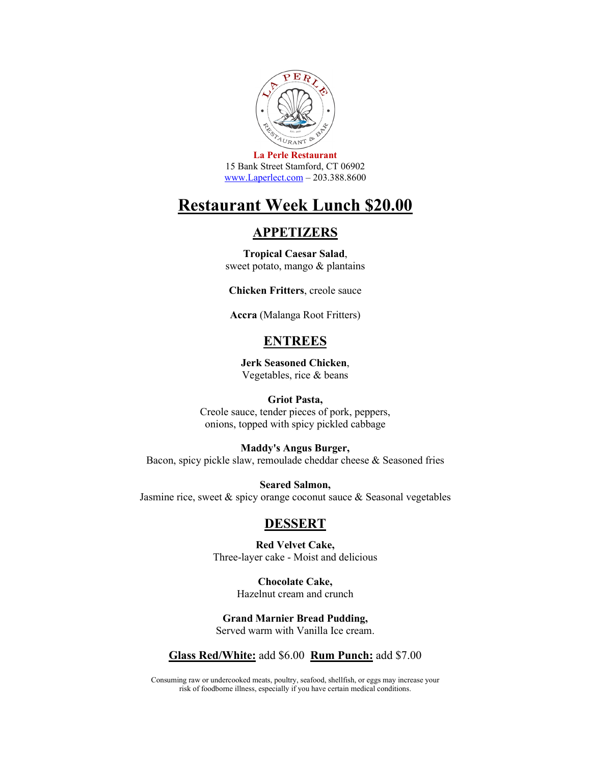**La Perle Restaurant**
15 Bank Street Stamford, CT 06902
[www.Laperlect.com](http://www.Laperlect.com) – 203.388.8600

# Restaurant Week Lunch $20.00

## APPETIZERS

**Tropical Caesar Salad**,
sweet potato, mango & plantains

**Chicken Fritters**, creole sauce

**Accra** (Malanga Root Fritters)

## ENTREES

**Jerk Seasoned Chicken**,
Vegetables, rice & beans

**Griot Pasta,**
Creole sauce, tender pieces of pork, peppers, onions, topped with spicy pickled cabbage

**Maddy's Angus Burger,**
Bacon, spicy pickle slaw, remoulade cheddar cheese & Seasoned fries

**Seared Salmon,**
Jasmine rice, sweet & spicy orange coconut sauce & Seasonal vegetables

## DESSERT

**Red Velvet Cake,**
Three-layer cake - Moist and delicious

**Chocolate Cake,**
Hazelnut cream and crunch

**Grand Marnier Bread Pudding,**
Served warm with Vanilla Ice cream.

**Glass Red/White:** add $6.00 **Rum Punch:** add $7.00

Consuming raw or undercooked meats, poultry, seafood, shellfish, or eggs may increase your risk of foodborne illness, especially if you have certain medical conditions.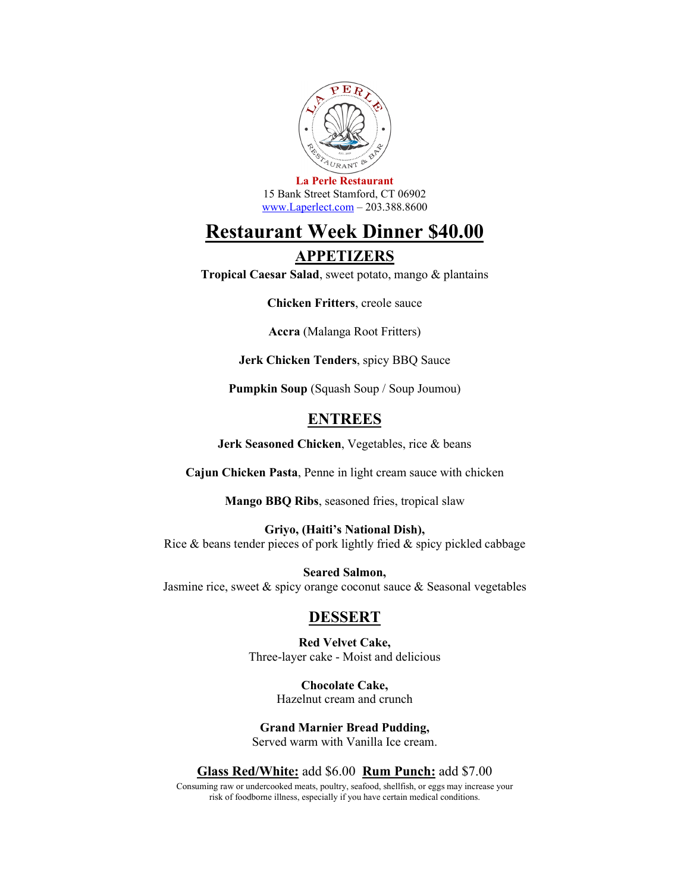**La Perle Restaurant**
15 Bank Street Stamford, CT 06902
www.Laperlect.com – 203.388.8600

# Restaurant Week Dinner $40.00

## APPETIZERS

**Tropical Caesar Salad**, sweet potato, mango & plantains

**Chicken Fritters**, creole sauce

**Accra** (Malanga Root Fritters)

**Jerk Chicken Tenders**, spicy BBQ Sauce

**Pumpkin Soup** (Squash Soup / Soup Joumou)

## ENTREES

**Jerk Seasoned Chicken**, Vegetables, rice & beans

**Cajun Chicken Pasta**, Penne in light cream sauce with chicken

**Mango BBQ Ribs**, seasoned fries, tropical slaw

**Griyo, (Haiti's National Dish),**
Rice & beans tender pieces of pork lightly fried & spicy pickled cabbage

**Seared Salmon,**
Jasmine rice, sweet & spicy orange coconut sauce & Seasonal vegetables

## DESSERT

**Red Velvet Cake,**
Three-layer cake - Moist and delicious

**Chocolate Cake,**
Hazelnut cream and crunch

**Grand Marnier Bread Pudding,**
Served warm with Vanilla Ice cream.

**Glass Red/White:** add $6.00 **Rum Punch:** add $7.00

Consuming raw or undercooked meats, poultry, seafood, shellfish, or eggs may increase your risk of foodborne illness, especially if you have certain medical conditions.